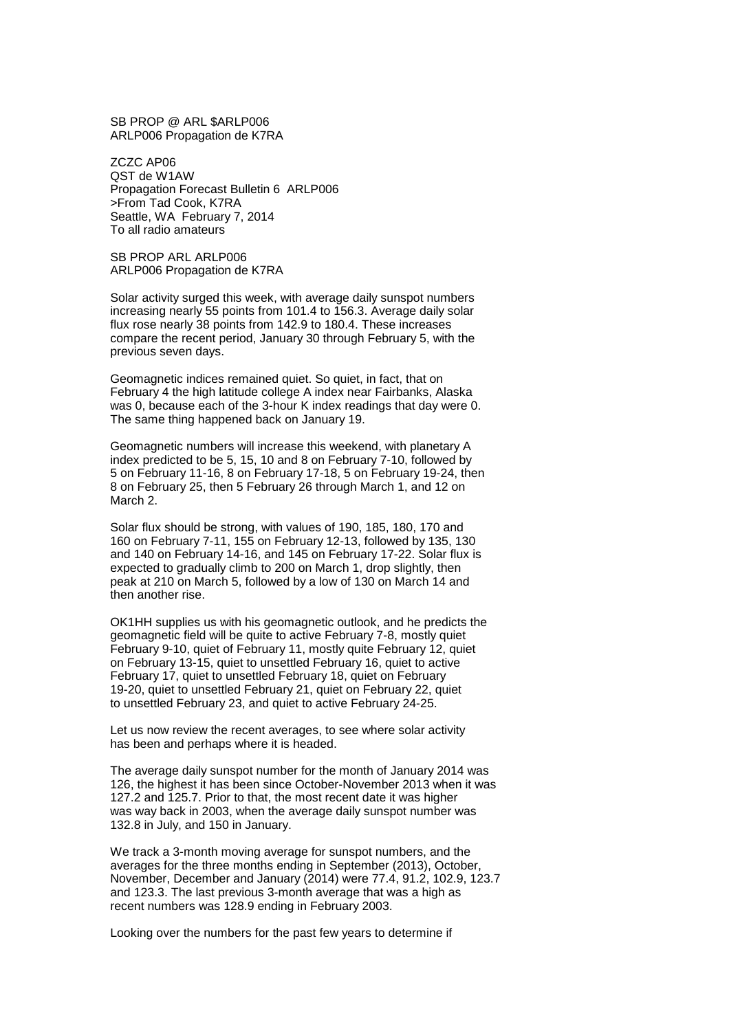SB PROP @ ARL $ARLP006
ARLP006 Propagation de K7RA

ZCZC AP06
QST de W1AW
Propagation Forecast Bulletin 6  ARLP006
>From Tad Cook, K7RA
Seattle, WA  February 7, 2014
To all radio amateurs

SB PROP ARL ARLP006
ARLP006 Propagation de K7RA

Solar activity surged this week, with average daily sunspot numbers increasing nearly 55 points from 101.4 to 156.3. Average daily solar flux rose nearly 38 points from 142.9 to 180.4. These increases compare the recent period, January 30 through February 5, with the previous seven days.

Geomagnetic indices remained quiet. So quiet, in fact, that on February 4 the high latitude college A index near Fairbanks, Alaska was 0, because each of the 3-hour K index readings that day were 0. The same thing happened back on January 19.

Geomagnetic numbers will increase this weekend, with planetary A index predicted to be 5, 15, 10 and 8 on February 7-10, followed by 5 on February 11-16, 8 on February 17-18, 5 on February 19-24, then 8 on February 25, then 5 February 26 through March 1, and 12 on March 2.

Solar flux should be strong, with values of 190, 185, 180, 170 and 160 on February 7-11, 155 on February 12-13, followed by 135, 130 and 140 on February 14-16, and 145 on February 17-22. Solar flux is expected to gradually climb to 200 on March 1, drop slightly, then peak at 210 on March 5, followed by a low of 130 on March 14 and then another rise.

OK1HH supplies us with his geomagnetic outlook, and he predicts the geomagnetic field will be quite to active February 7-8, mostly quiet February 9-10, quiet of February 11, mostly quite February 12, quiet on February 13-15, quiet to unsettled February 16, quiet to active February 17, quiet to unsettled February 18, quiet on February 19-20, quiet to unsettled February 21, quiet on February 22, quiet to unsettled February 23, and quiet to active February 24-25.

Let us now review the recent averages, to see where solar activity has been and perhaps where it is headed.

The average daily sunspot number for the month of January 2014 was 126, the highest it has been since October-November 2013 when it was 127.2 and 125.7. Prior to that, the most recent date it was higher was way back in 2003, when the average daily sunspot number was 132.8 in July, and 150 in January.

We track a 3-month moving average for sunspot numbers, and the averages for the three months ending in September (2013), October, November, December and January (2014) were 77.4, 91.2, 102.9, 123.7 and 123.3. The last previous 3-month average that was a high as recent numbers was 128.9 ending in February 2003.

Looking over the numbers for the past few years to determine if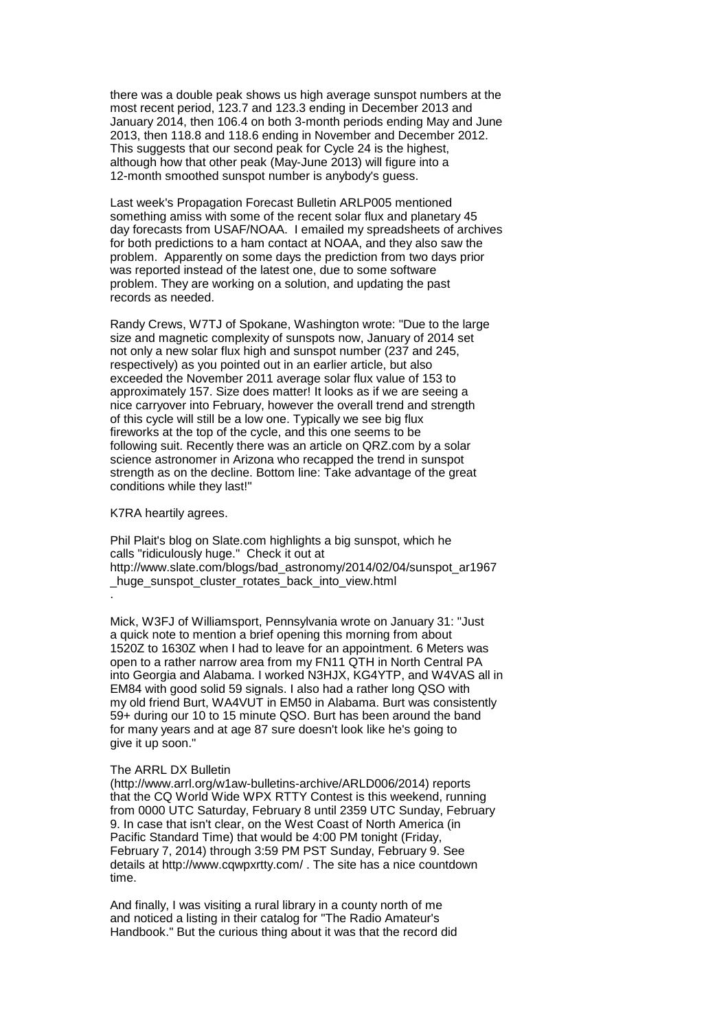there was a double peak shows us high average sunspot numbers at the most recent period, 123.7 and 123.3 ending in December 2013 and January 2014, then 106.4 on both 3-month periods ending May and June 2013, then 118.8 and 118.6 ending in November and December 2012. This suggests that our second peak for Cycle 24 is the highest, although how that other peak (May-June 2013) will figure into a 12-month smoothed sunspot number is anybody's guess.

Last week's Propagation Forecast Bulletin ARLP005 mentioned something amiss with some of the recent solar flux and planetary 45 day forecasts from USAF/NOAA. I emailed my spreadsheets of archives for both predictions to a ham contact at NOAA, and they also saw the problem. Apparently on some days the prediction from two days prior was reported instead of the latest one, due to some software problem. They are working on a solution, and updating the past records as needed.

Randy Crews, W7TJ of Spokane, Washington wrote: "Due to the large size and magnetic complexity of sunspots now, January of 2014 set not only a new solar flux high and sunspot number (237 and 245, respectively) as you pointed out in an earlier article, but also exceeded the November 2011 average solar flux value of 153 to approximately 157. Size does matter! It looks as if we are seeing a nice carryover into February, however the overall trend and strength of this cycle will still be a low one. Typically we see big flux fireworks at the top of the cycle, and this one seems to be following suit. Recently there was an article on QRZ.com by a solar science astronomer in Arizona who recapped the trend in sunspot strength as on the decline. Bottom line: Take advantage of the great conditions while they last!"

K7RA heartily agrees.

Phil Plait's blog on Slate.com highlights a big sunspot, which he calls "ridiculously huge." Check it out at http://www.slate.com/blogs/bad_astronomy/2014/02/04/sunspot_ar1967_huge_sunspot_cluster_rotates_back_into_view.html .

Mick, W3FJ of Williamsport, Pennsylvania wrote on January 31: "Just a quick note to mention a brief opening this morning from about 1520Z to 1630Z when I had to leave for an appointment. 6 Meters was open to a rather narrow area from my FN11 QTH in North Central PA into Georgia and Alabama. I worked N3HJX, KG4YTP, and W4VAS all in EM84 with good solid 59 signals. I also had a rather long QSO with my old friend Burt, WA4VUT in EM50 in Alabama. Burt was consistently 59+ during our 10 to 15 minute QSO. Burt has been around the band for many years and at age 87 sure doesn't look like he's going to give it up soon."

The ARRL DX Bulletin (http://www.arrl.org/w1aw-bulletins-archive/ARLD006/2014) reports that the CQ World Wide WPX RTTY Contest is this weekend, running from 0000 UTC Saturday, February 8 until 2359 UTC Sunday, February 9. In case that isn't clear, on the West Coast of North America (in Pacific Standard Time) that would be 4:00 PM tonight (Friday, February 7, 2014) through 3:59 PM PST Sunday, February 9. See details at http://www.cqwpxrtty.com/ . The site has a nice countdown time.

And finally, I was visiting a rural library in a county north of me and noticed a listing in their catalog for "The Radio Amateur's Handbook." But the curious thing about it was that the record did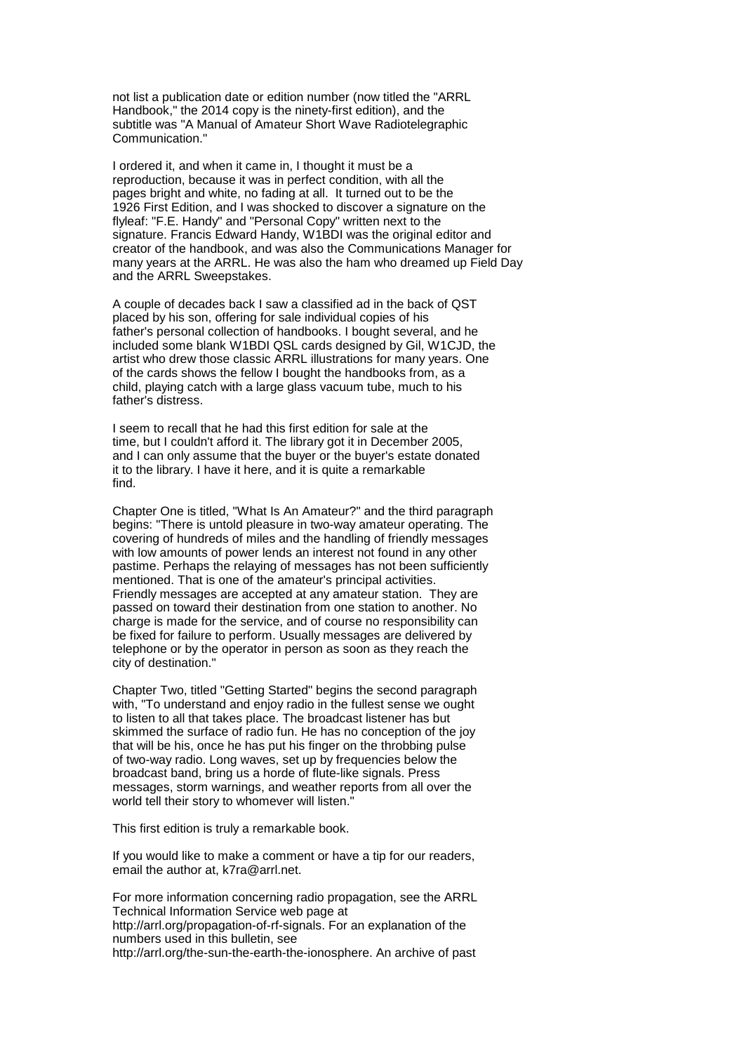not list a publication date or edition number (now titled the "ARRL Handbook," the 2014 copy is the ninety-first edition), and the subtitle was "A Manual of Amateur Short Wave Radiotelegraphic Communication."

I ordered it, and when it came in, I thought it must be a reproduction, because it was in perfect condition, with all the pages bright and white, no fading at all. It turned out to be the 1926 First Edition, and I was shocked to discover a signature on the flyleaf: "F.E. Handy" and "Personal Copy" written next to the signature. Francis Edward Handy, W1BDI was the original editor and creator of the handbook, and was also the Communications Manager for many years at the ARRL. He was also the ham who dreamed up Field Day and the ARRL Sweepstakes.

A couple of decades back I saw a classified ad in the back of QST placed by his son, offering for sale individual copies of his father's personal collection of handbooks. I bought several, and he included some blank W1BDI QSL cards designed by Gil, W1CJD, the artist who drew those classic ARRL illustrations for many years. One of the cards shows the fellow I bought the handbooks from, as a child, playing catch with a large glass vacuum tube, much to his father's distress.

I seem to recall that he had this first edition for sale at the time, but I couldn't afford it. The library got it in December 2005, and I can only assume that the buyer or the buyer's estate donated it to the library. I have it here, and it is quite a remarkable find.

Chapter One is titled, "What Is An Amateur?" and the third paragraph begins: "There is untold pleasure in two-way amateur operating. The covering of hundreds of miles and the handling of friendly messages with low amounts of power lends an interest not found in any other pastime. Perhaps the relaying of messages has not been sufficiently mentioned. That is one of the amateur's principal activities. Friendly messages are accepted at any amateur station. They are passed on toward their destination from one station to another. No charge is made for the service, and of course no responsibility can be fixed for failure to perform. Usually messages are delivered by telephone or by the operator in person as soon as they reach the city of destination."

Chapter Two, titled "Getting Started" begins the second paragraph with, "To understand and enjoy radio in the fullest sense we ought to listen to all that takes place. The broadcast listener has but skimmed the surface of radio fun. He has no conception of the joy that will be his, once he has put his finger on the throbbing pulse of two-way radio. Long waves, set up by frequencies below the broadcast band, bring us a horde of flute-like signals. Press messages, storm warnings, and weather reports from all over the world tell their story to whomever will listen."

This first edition is truly a remarkable book.

If you would like to make a comment or have a tip for our readers, email the author at, k7ra@arrl.net.

For more information concerning radio propagation, see the ARRL Technical Information Service web page at http://arrl.org/propagation-of-rf-signals. For an explanation of the numbers used in this bulletin, see http://arrl.org/the-sun-the-earth-the-ionosphere. An archive of past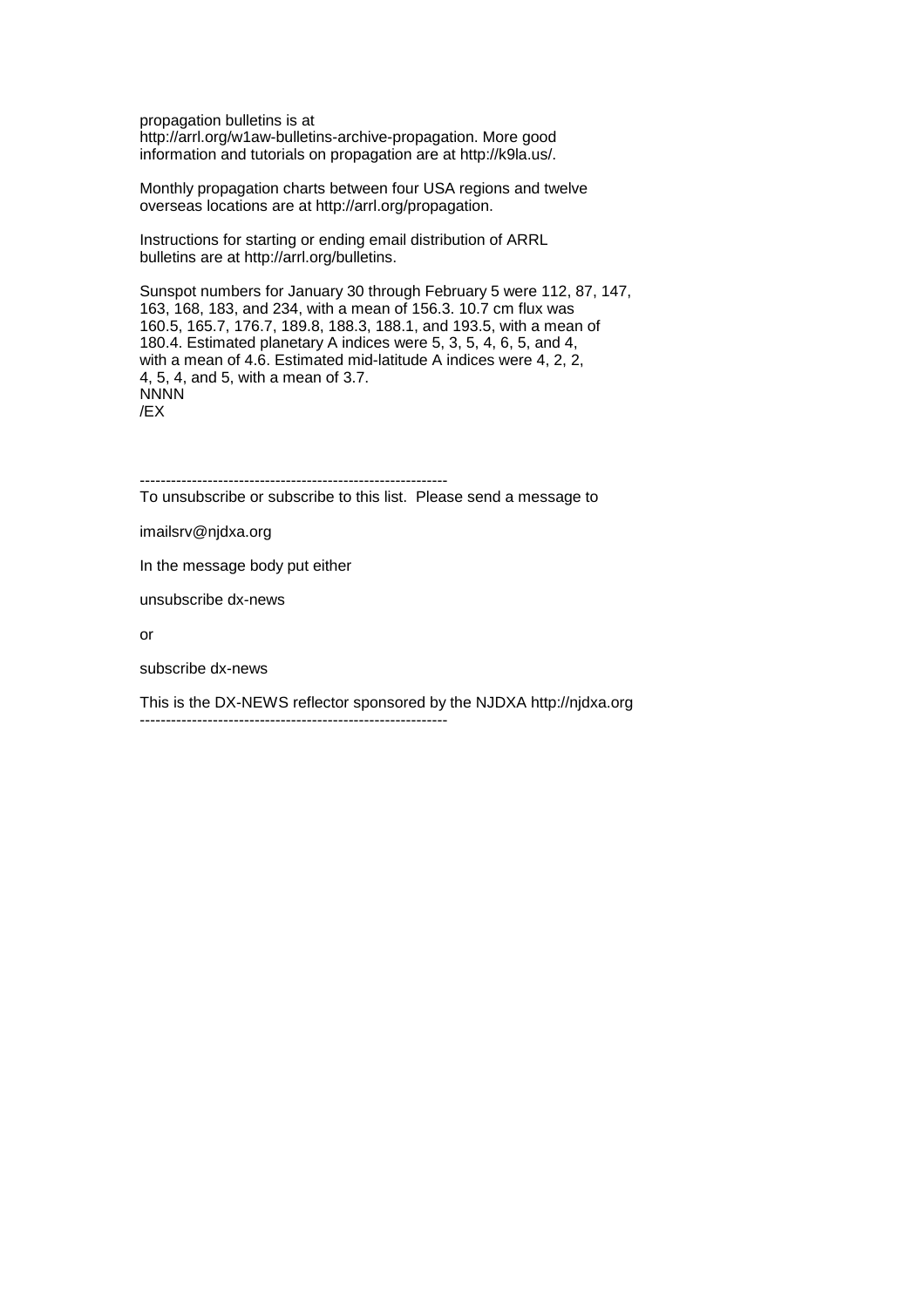propagation bulletins is at
http://arrl.org/w1aw-bulletins-archive-propagation. More good information and tutorials on propagation are at http://k9la.us/.

Monthly propagation charts between four USA regions and twelve overseas locations are at http://arrl.org/propagation.

Instructions for starting or ending email distribution of ARRL bulletins are at http://arrl.org/bulletins.

Sunspot numbers for January 30 through February 5 were 112, 87, 147, 163, 168, 183, and 234, with a mean of 156.3. 10.7 cm flux was 160.5, 165.7, 176.7, 189.8, 188.3, 188.1, and 193.5, with a mean of 180.4. Estimated planetary A indices were 5, 3, 5, 4, 6, 5, and 4, with a mean of 4.6. Estimated mid-latitude A indices were 4, 2, 2, 4, 5, 4, and 5, with a mean of 3.7.
NNNN
/EX

-----------------------------------------------------------

To unsubscribe or subscribe to this list.  Please send a message to

imailsrv@njdxa.org

In the message body put either

unsubscribe dx-news

or

subscribe dx-news

This is the DX-NEWS reflector sponsored by the NJDXA http://njdxa.org

-----------------------------------------------------------